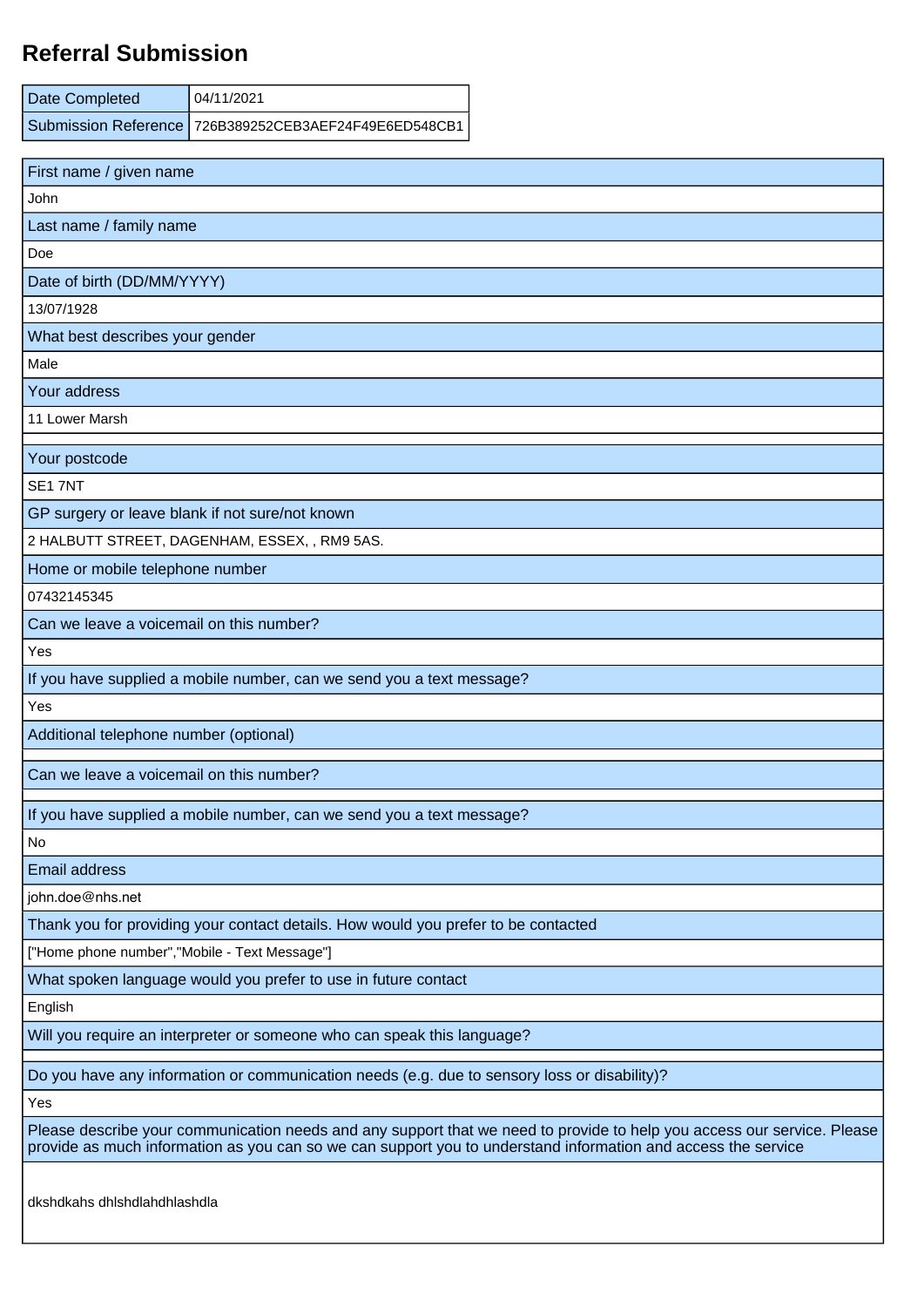# Referral Submission

| Date Completed | 04/11/2021 |
|---|---|
| Submission Reference | 726B389252CEB3AEF24F49E6ED548CB1 |

| First name / given name |
|---|
| John |
| **Last name / family name** |
| Doe |
| **Date of birth (DD/MM/YYYY)** |
| 13/07/1928 |
| **What best describes your gender** |
| Male |
| **Your address** |
| 11 Lower Marsh |
| |
| **Your postcode** |
| SE1 7NT |
| **GP surgery or leave blank if not sure/not known** |
| 2 HALBUTT STREET, DAGENHAM, ESSEX, , RM9 5AS. |
| **Home or mobile telephone number** |
| 07432145345 |
| **Can we leave a voicemail on this number?** |
| Yes |
| **If you have supplied a mobile number, can we send you a text message?** |
| Yes |
| **Additional telephone number (optional)** |
| |
| **Can we leave a voicemail on this number?** |
| |
| **If you have supplied a mobile number, can we send you a text message?** |
| No |
| **Email address** |
| john.doe@nhs.net |
| **Thank you for providing your contact details. How would you prefer to be contacted** |
| ["Home phone number","Mobile - Text Message"] |
| **What spoken language would you prefer to use in future contact** |
| English |
| **Will you require an interpreter or someone who can speak this language?** |
| |
| **Do you have any information or communication needs (e.g. due to sensory loss or disability)?** |
| Yes |
| **Please describe your communication needs and any support that we need to provide to help you access our service. Please provide as much information as you can so we can support you to understand information and access the service** |
| dkshdkahs dhlshdlahdhlashdla |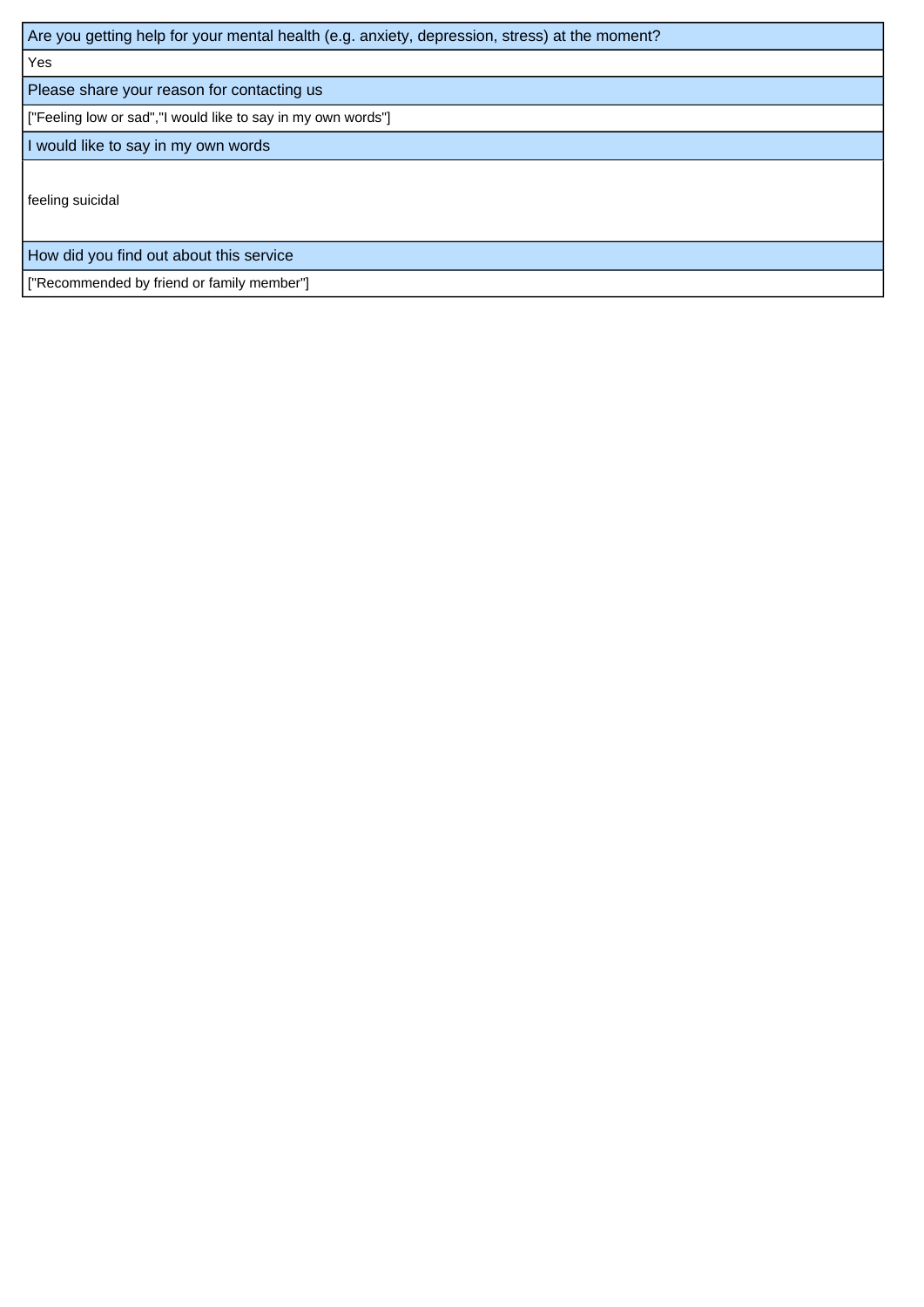| Are you getting help for your mental health (e.g. anxiety, depression, stress) at the moment? |
| --- |
| Yes |
| Please share your reason for contacting us |
| ["Feeling low or sad","I would like to say in my own words"] |
| I would like to say in my own words |
| feeling suicidal |
| How did you find out about this service |
| ["Recommended by friend or family member"] |